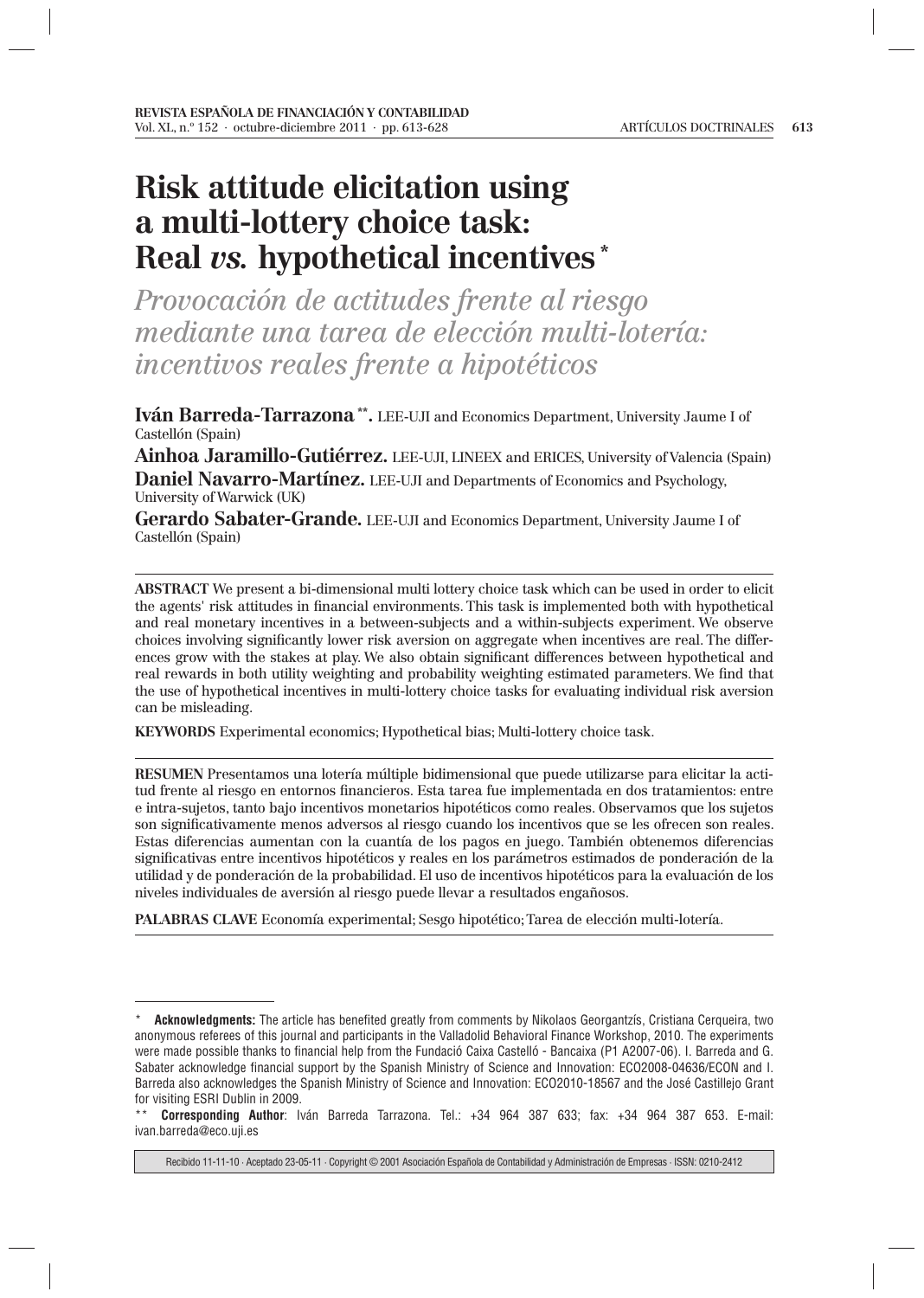# Risk attitude elicitation using a multi-lottery choice task: Real *vs.* hypothetical incentives*

## *Provocación de actitudes frente al riesgo mediante una tarea de elección multi-lotería: incentivos reales frente a hipotéticos*

**Iván Barreda-Tarrazona**\*\*. LEE-UJI and Economics Department, University Jaume I of Castellón (Spain)

**Ainhoa Jaramillo-Gutiérrez.** LEE-UJI, LINEEX and ERICES, University of Valencia (Spain)

**Daniel Navarro-Martínez.** LEE-UJI and Departments of Economics and Psychology, University of Warwick (UK)

**Gerardo Sabater-Grande.** LEE-UJI and Economics Department, University Jaume I of Castellón (Spain)

---

**ABSTRACT** We present a bi-dimensional multi lottery choice task which can be used in order to elicit the agents' risk attitudes in financial environments. This task is implemented both with hypothetical and real monetary incentives in a between-subjects and a within-subjects experiment. We observe choices involving significantly lower risk aversion on aggregate when incentives are real. The differences grow with the stakes at play. We also obtain significant differences between hypothetical and real rewards in both utility weighting and probability weighting estimated parameters. We find that the use of hypothetical incentives in multi-lottery choice tasks for evaluating individual risk aversion can be misleading.

**KEYWORDS** Experimental economics; Hypothetical bias; Multi-lottery choice task.

---

**RESUMEN** Presentamos una lotería múltiple bidimensional que puede utilizarse para elicitar la actitud frente al riesgo en entornos financieros. Esta tarea fue implementada en dos tratamientos: entre e intra-sujetos, tanto bajo incentivos monetarios hipotéticos como reales. Observamos que los sujetos son significativamente menos adversos al riesgo cuando los incentivos que se les ofrecen son reales. Estas diferencias aumentan con la cuantía de los pagos en juego. También obtenemos diferencias significativas entre incentivos hipotéticos y reales en los parámetros estimados de ponderación de la utilidad y de ponderación de la probabilidad. El uso de incentivos hipotéticos para la evaluación de los niveles individuales de aversión al riesgo puede llevar a resultados engañosos.

**PALABRAS CLAVE** Economía experimental; Sesgo hipotético; Tarea de elección multi-lotería.

---

\* **Acknowledgments:** The article has benefited greatly from comments by Nikolaos Georgantzís, Cristiana Cerqueira, two anonymous referees of this journal and participants in the Valladolid Behavioral Finance Workshop, 2010. The experiments were made possible thanks to financial help from the Fundació Caixa Castelló - Bancaixa (P1 A2007-06). I. Barreda and G. Sabater acknowledge financial support by the Spanish Ministry of Science and Innovation: ECO2008-04636/ECON and I. Barreda also acknowledges the Spanish Ministry of Science and Innovation: ECO2010-18567 and the José Castillejo Grant for visiting ESRI Dublin in 2009.

\*\* **Corresponding Author**: Iván Barreda Tarrazona. Tel.: +34 964 387 633; fax: +34 964 387 653. E-mail: ivan.barreda@eco.uji.es

Recibido 11-11-10 · Aceptado 23-05-11 · Copyright © 2001 Asociación Española de Contabilidad y Administración de Empresas · ISSN: 0210-2412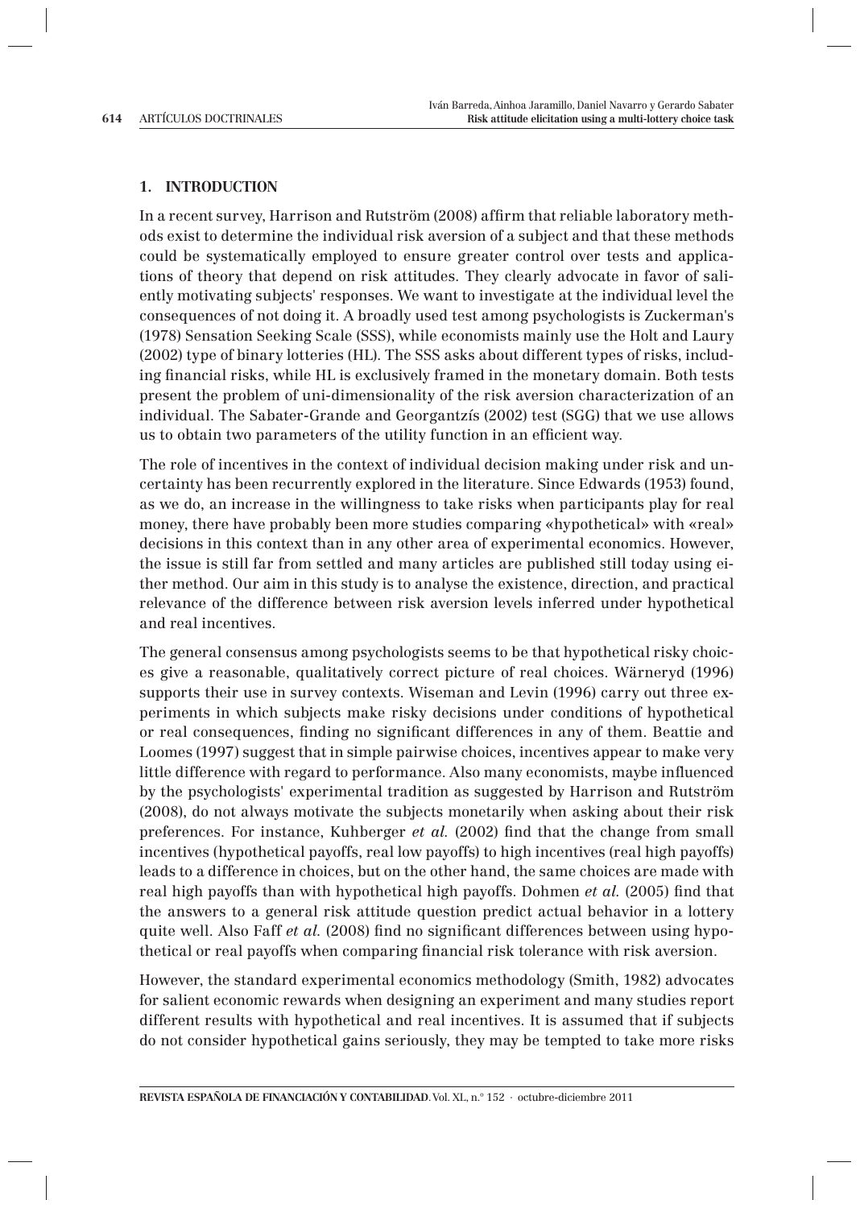## 1. INTRODUCTION

In a recent survey, Harrison and Rutström (2008) affirm that reliable laboratory methods exist to determine the individual risk aversion of a subject and that these methods could be systematically employed to ensure greater control over tests and applications of theory that depend on risk attitudes. They clearly advocate in favor of saliently motivating subjects' responses. We want to investigate at the individual level the consequences of not doing it. A broadly used test among psychologists is Zuckerman's (1978) Sensation Seeking Scale (SSS), while economists mainly use the Holt and Laury (2002) type of binary lotteries (HL). The SSS asks about different types of risks, including financial risks, while HL is exclusively framed in the monetary domain. Both tests present the problem of uni-dimensionality of the risk aversion characterization of an individual. The Sabater-Grande and Georgantzís (2002) test (SGG) that we use allows us to obtain two parameters of the utility function in an efficient way.

The role of incentives in the context of individual decision making under risk and uncertainty has been recurrently explored in the literature. Since Edwards (1953) found, as we do, an increase in the willingness to take risks when participants play for real money, there have probably been more studies comparing «hypothetical» with «real» decisions in this context than in any other area of experimental economics. However, the issue is still far from settled and many articles are published still today using either method. Our aim in this study is to analyse the existence, direction, and practical relevance of the difference between risk aversion levels inferred under hypothetical and real incentives.

The general consensus among psychologists seems to be that hypothetical risky choices give a reasonable, qualitatively correct picture of real choices. Wärneryd (1996) supports their use in survey contexts. Wiseman and Levin (1996) carry out three experiments in which subjects make risky decisions under conditions of hypothetical or real consequences, finding no significant differences in any of them. Beattie and Loomes (1997) suggest that in simple pairwise choices, incentives appear to make very little difference with regard to performance. Also many economists, maybe influenced by the psychologists' experimental tradition as suggested by Harrison and Rutström (2008), do not always motivate the subjects monetarily when asking about their risk preferences. For instance, Kuhberger *et al.* (2002) find that the change from small incentives (hypothetical payoffs, real low payoffs) to high incentives (real high payoffs) leads to a difference in choices, but on the other hand, the same choices are made with real high payoffs than with hypothetical high payoffs. Dohmen *et al.* (2005) find that the answers to a general risk attitude question predict actual behavior in a lottery quite well. Also Faff *et al.* (2008) find no significant differences between using hypothetical or real payoffs when comparing financial risk tolerance with risk aversion.

However, the standard experimental economics methodology (Smith, 1982) advocates for salient economic rewards when designing an experiment and many studies report different results with hypothetical and real incentives. It is assumed that if subjects do not consider hypothetical gains seriously, they may be tempted to take more risks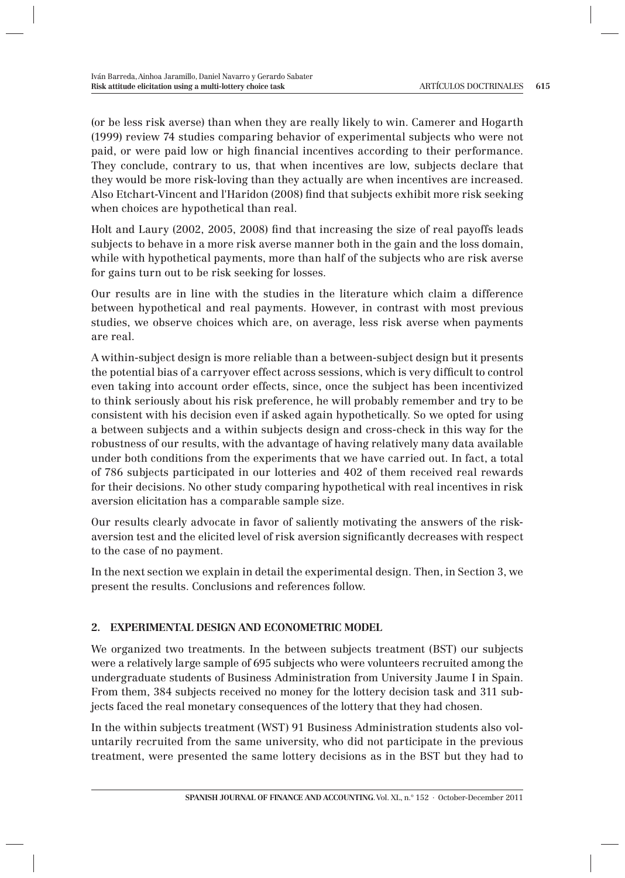(or be less risk averse) than when they are really likely to win. Camerer and Hogarth (1999) review 74 studies comparing behavior of experimental subjects who were not paid, or were paid low or high financial incentives according to their performance. They conclude, contrary to us, that when incentives are low, subjects declare that they would be more risk-loving than they actually are when incentives are increased. Also Etchart-Vincent and l'Haridon (2008) find that subjects exhibit more risk seeking when choices are hypothetical than real.

Holt and Laury (2002, 2005, 2008) find that increasing the size of real payoffs leads subjects to behave in a more risk averse manner both in the gain and the loss domain, while with hypothetical payments, more than half of the subjects who are risk averse for gains turn out to be risk seeking for losses.

Our results are in line with the studies in the literature which claim a difference between hypothetical and real payments. However, in contrast with most previous studies, we observe choices which are, on average, less risk averse when payments are real.

A within-subject design is more reliable than a between-subject design but it presents the potential bias of a carryover effect across sessions, which is very difficult to control even taking into account order effects, since, once the subject has been incentivized to think seriously about his risk preference, he will probably remember and try to be consistent with his decision even if asked again hypothetically. So we opted for using a between subjects and a within subjects design and cross-check in this way for the robustness of our results, with the advantage of having relatively many data available under both conditions from the experiments that we have carried out. In fact, a total of 786 subjects participated in our lotteries and 402 of them received real rewards for their decisions. No other study comparing hypothetical with real incentives in risk aversion elicitation has a comparable sample size.

Our results clearly advocate in favor of saliently motivating the answers of the risk-aversion test and the elicited level of risk aversion significantly decreases with respect to the case of no payment.

In the next section we explain in detail the experimental design. Then, in Section 3, we present the results. Conclusions and references follow.

## 2. EXPERIMENTAL DESIGN AND ECONOMETRIC MODEL

We organized two treatments. In the between subjects treatment (BST) our subjects were a relatively large sample of 695 subjects who were volunteers recruited among the undergraduate students of Business Administration from University Jaume I in Spain. From them, 384 subjects received no money for the lottery decision task and 311 subjects faced the real monetary consequences of the lottery that they had chosen.

In the within subjects treatment (WST) 91 Business Administration students also voluntarily recruited from the same university, who did not participate in the previous treatment, were presented the same lottery decisions as in the BST but they had to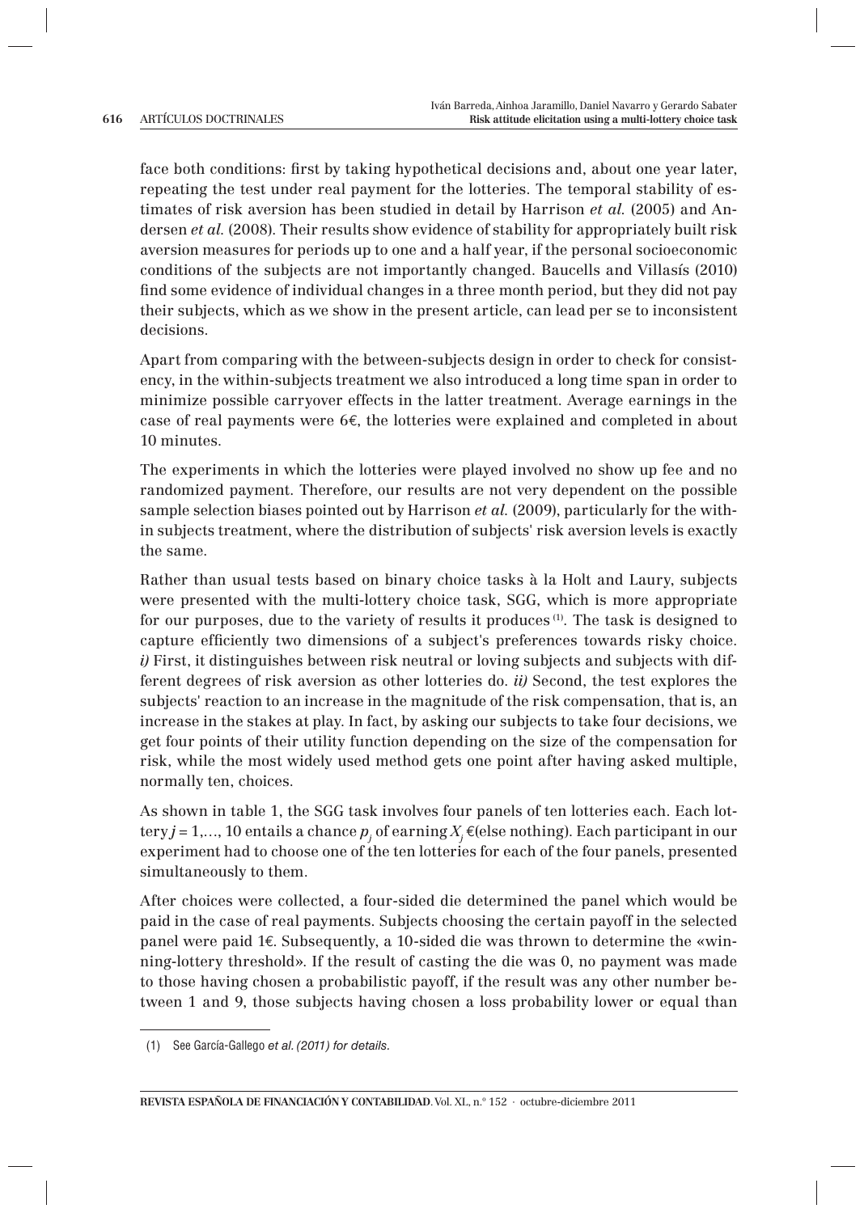face both conditions: first by taking hypothetical decisions and, about one year later, repeating the test under real payment for the lotteries. The temporal stability of estimates of risk aversion has been studied in detail by Harrison *et al.* (2005) and Andersen *et al.* (2008). Their results show evidence of stability for appropriately built risk aversion measures for periods up to one and a half year, if the personal socioeconomic conditions of the subjects are not importantly changed. Baucells and Villasís (2010) find some evidence of individual changes in a three month period, but they did not pay their subjects, which as we show in the present article, can lead per se to inconsistent decisions.

Apart from comparing with the between-subjects design in order to check for consistency, in the within-subjects treatment we also introduced a long time span in order to minimize possible carryover effects in the latter treatment. Average earnings in the case of real payments were 6€, the lotteries were explained and completed in about 10 minutes.

The experiments in which the lotteries were played involved no show up fee and no randomized payment. Therefore, our results are not very dependent on the possible sample selection biases pointed out by Harrison *et al.* (2009), particularly for the within subjects treatment, where the distribution of subjects' risk aversion levels is exactly the same.

Rather than usual tests based on binary choice tasks à la Holt and Laury, subjects were presented with the multi-lottery choice task, SGG, which is more appropriate for our purposes, due to the variety of results it produces [1]. The task is designed to capture efficiently two dimensions of a subject's preferences towards risky choice. *i)* First, it distinguishes between risk neutral or loving subjects and subjects with different degrees of risk aversion as other lotteries do. *ii)* Second, the test explores the subjects' reaction to an increase in the magnitude of the risk compensation, that is, an increase in the stakes at play. In fact, by asking our subjects to take four decisions, we get four points of their utility function depending on the size of the compensation for risk, while the most widely used method gets one point after having asked multiple, normally ten, choices.

As shown in table 1, the SGG task involves four panels of ten lotteries each. Each lottery $j = 1, \ldots, 10$ entails a chance $p_j$ of earning $X_j$ €(else nothing). Each participant in our experiment had to choose one of the ten lotteries for each of the four panels, presented simultaneously to them.

After choices were collected, a four-sided die determined the panel which would be paid in the case of real payments. Subjects choosing the certain payoff in the selected panel were paid 1€. Subsequently, a 10-sided die was thrown to determine the «winning-lottery threshold». If the result of casting the die was 0, no payment was made to those having chosen a probabilistic payoff, if the result was any other number between 1 and 9, those subjects having chosen a loss probability lower or equal than

[1] See García-Gallego *et al. (2011) for details.*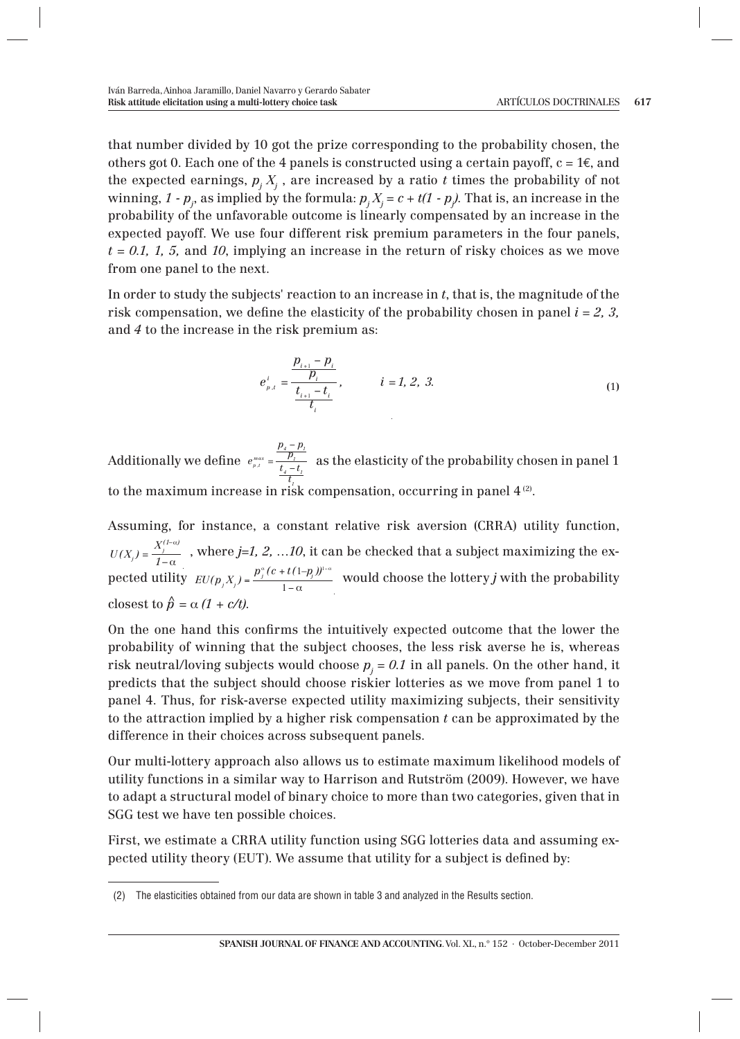that number divided by 10 got the prize corresponding to the probability chosen, the others got 0. Each one of the 4 panels is constructed using a certain payoff, c = 1€, and the expected earnings, $p_j X_j$, are increased by a ratio $t$ times the probability of not winning, $1 - p_j$, as implied by the formula: $p_j X_j = c + t(1 - p_j)$. That is, an increase in the probability of the unfavorable outcome is linearly compensated by an increase in the expected payoff. We use four different risk premium parameters in the four panels, $t = 0.1, 1, 5,$ and $10$, implying an increase in the return of risky choices as we move from one panel to the next.

In order to study the subjects' reaction to an increase in $t$, that is, the magnitude of the risk compensation, we define the elasticity of the probability chosen in panel $i = 2, 3,$ and $4$ to the increase in the risk premium as:

$$e^{i}_{p,t} = \frac{\dfrac{p_{i+1} - p_i}{p_i}}{\dfrac{t_{i+1} - t_i}{t_i}}, \qquad i = 1, 2, 3. \tag{1}$$

Additionally we define $e^{max}_{p,t} = \dfrac{\dfrac{p_4 - p_1}{p_1}}{\dfrac{t_4 - t_1}{t_1}}$ as the elasticity of the probability chosen in panel 1 to the maximum increase in risk compensation, occurring in panel 4 [(2)].

Assuming, for instance, a constant relative risk aversion (CRRA) utility function, $U(X_j) = \dfrac{X_j^{(1-\alpha)}}{1-\alpha}$, where $j=1, 2, \ldots 10$, it can be checked that a subject maximizing the expected utility $EU(p_j X_j) = \dfrac{p_j^{\alpha}(c + t(1-p_j))^{1-\alpha}}{1-\alpha}$ would choose the lottery $j$ with the probability closest to $\hat{p} = \alpha\,(1 + c/t)$.

On the one hand this confirms the intuitively expected outcome that the lower the probability of winning that the subject chooses, the less risk averse he is, whereas risk neutral/loving subjects would choose $p_j = 0.1$ in all panels. On the other hand, it predicts that the subject should choose riskier lotteries as we move from panel 1 to panel 4. Thus, for risk-averse expected utility maximizing subjects, their sensitivity to the attraction implied by a higher risk compensation $t$ can be approximated by the difference in their choices across subsequent panels.

Our multi-lottery approach also allows us to estimate maximum likelihood models of utility functions in a similar way to Harrison and Rutström (2009). However, we have to adapt a structural model of binary choice to more than two categories, given that in SGG test we have ten possible choices.

First, we estimate a CRRA utility function using SGG lotteries data and assuming expected utility theory (EUT). We assume that utility for a subject is defined by:

---

(2) The elasticities obtained from our data are shown in table 3 and analyzed in the Results section.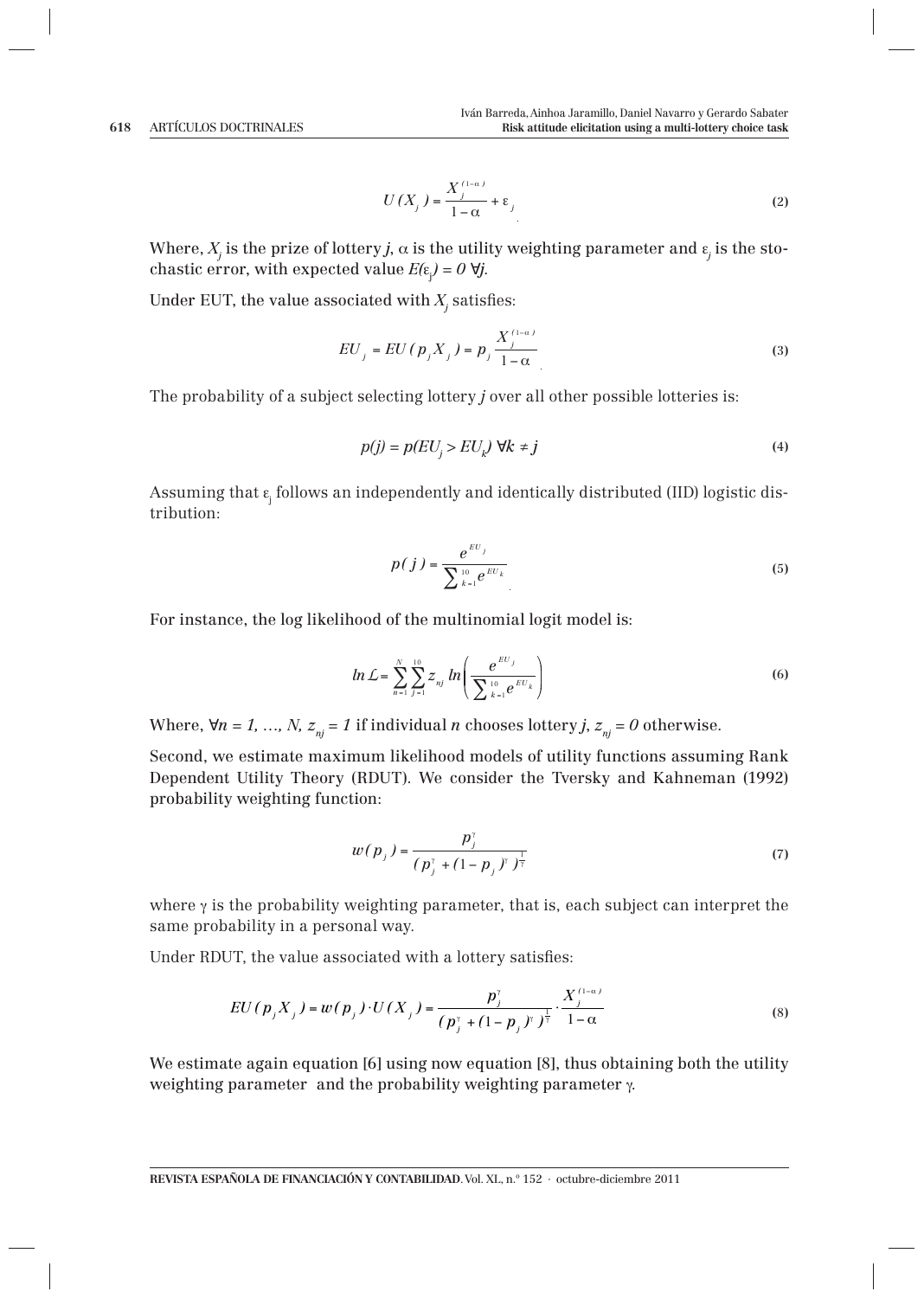$$U(X_j) = \frac{X_j^{(1-\alpha)}}{1-\alpha} + \varepsilon_j \tag{2}$$

Where, $X_j$ is the prize of lottery $j$, $\alpha$ is the utility weighting parameter and $\varepsilon_j$ is the stochastic error, with expected value $E(\varepsilon_j) = 0 \ \forall j$.

Under EUT, the value associated with $X_j$ satisfies:

$$EU_j = EU(p_j X_j) = p_j \frac{X_j^{(1-\alpha)}}{1-\alpha} \tag{3}$$

The probability of a subject selecting lottery $j$ over all other possible lotteries is:

$$p(j) = p(EU_j > EU_k) \ \forall k \neq j \tag{4}$$

Assuming that $\varepsilon_j$ follows an independently and identically distributed (IID) logistic distribution:

$$p(j) = \frac{e^{EU_j}}{\sum_{k=1}^{10} e^{EU_k}} \tag{5}$$

For instance, the log likelihood of the multinomial logit model is:

$$ln\,\mathcal{L} = \sum_{n=1}^{N} \sum_{j=1}^{10} z_{nj}\, ln\left(\frac{e^{EU_j}}{\sum_{k=1}^{10} e^{EU_k}}\right) \tag{6}$$

Where, $\forall n = 1, \ldots, N$, $z_{nj} = 1$ if individual $n$ chooses lottery $j$, $z_{nj} = 0$ otherwise.

Second, we estimate maximum likelihood models of utility functions assuming Rank Dependent Utility Theory (RDUT). We consider the Tversky and Kahneman (1992) probability weighting function:

$$w(p_j) = \frac{p_j^{\gamma}}{(p_j^{\gamma} + (1-p_j)^{\gamma})^{\frac{1}{\gamma}}} \tag{7}$$

where $\gamma$ is the probability weighting parameter, that is, each subject can interpret the same probability in a personal way.

Under RDUT, the value associated with a lottery satisfies:

$$EU(p_j X_j) = w(p_j) \cdot U(X_j) = \frac{p_j^{\gamma}}{(p_j^{\gamma} + (1-p_j)^{\gamma})^{\frac{1}{\gamma}}} \cdot \frac{X_j^{(1-\alpha)}}{1-\alpha} \tag{8}$$

We estimate again equation [6] using now equation [8], thus obtaining both the utility weighting parameter and the probability weighting parameter $\gamma$.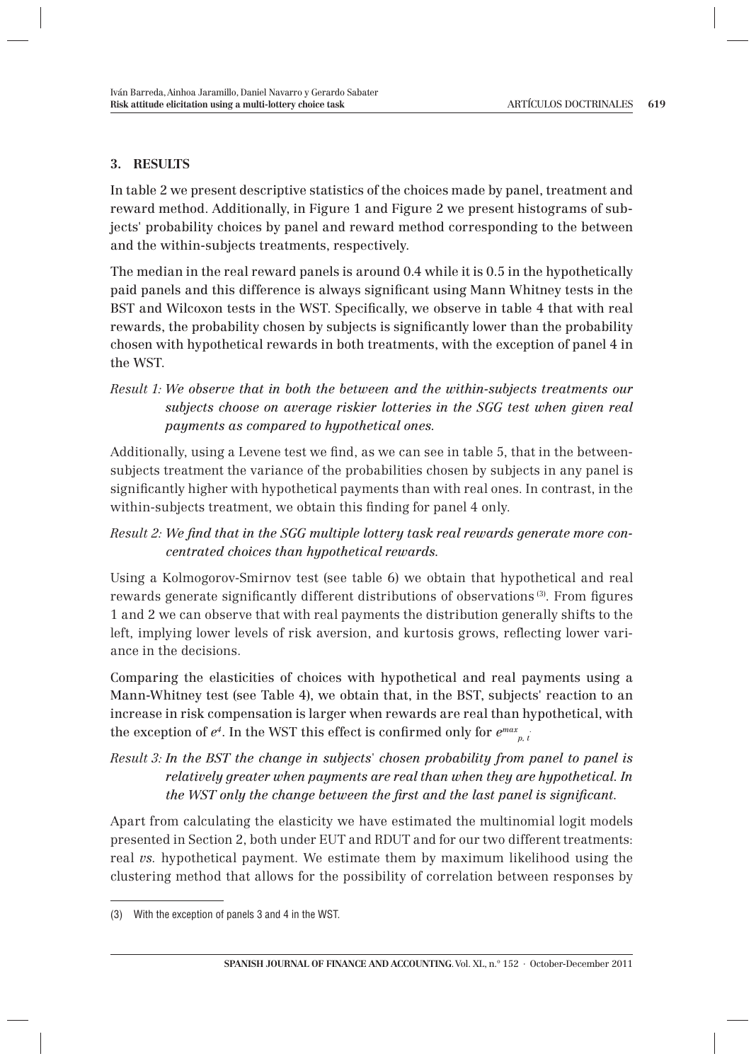## 3. RESULTS

In table 2 we present descriptive statistics of the choices made by panel, treatment and reward method. Additionally, in Figure 1 and Figure 2 we present histograms of subjects' probability choices by panel and reward method corresponding to the between and the within-subjects treatments, respectively.

The median in the real reward panels is around 0.4 while it is 0.5 in the hypothetically paid panels and this difference is always significant using Mann Whitney tests in the BST and Wilcoxon tests in the WST. Specifically, we observe in table 4 that with real rewards, the probability chosen by subjects is significantly lower than the probability chosen with hypothetical rewards in both treatments, with the exception of panel 4 in the WST.

*Result 1: We observe that in both the between and the within-subjects treatments our subjects choose on average riskier lotteries in the SGG test when given real payments as compared to hypothetical ones.*

Additionally, using a Levene test we find, as we can see in table 5, that in the between-subjects treatment the variance of the probabilities chosen by subjects in any panel is significantly higher with hypothetical payments than with real ones. In contrast, in the within-subjects treatment, we obtain this finding for panel 4 only.

*Result 2: We find that in the SGG multiple lottery task real rewards generate more concentrated choices than hypothetical rewards.*

Using a Kolmogorov-Smirnov test (see table 6) we obtain that hypothetical and real rewards generate significantly different distributions of observations [3]. From figures 1 and 2 we can observe that with real payments the distribution generally shifts to the left, implying lower levels of risk aversion, and kurtosis grows, reflecting lower variance in the decisions.

Comparing the elasticities of choices with hypothetical and real payments using a Mann-Whitney test (see Table 4), we obtain that, in the BST, subjects' reaction to an increase in risk compensation is larger when rewards are real than hypothetical, with the exception of $e^4$. In the WST this effect is confirmed only for $e^{max}_{p,i}$

*Result 3: In the BST the change in subjects' chosen probability from panel to panel is relatively greater when payments are real than when they are hypothetical. In the WST only the change between the first and the last panel is significant.*

Apart from calculating the elasticity we have estimated the multinomial logit models presented in Section 2, both under EUT and RDUT and for our two different treatments: real *vs.* hypothetical payment. We estimate them by maximum likelihood using the clustering method that allows for the possibility of correlation between responses by

(3) With the exception of panels 3 and 4 in the WST.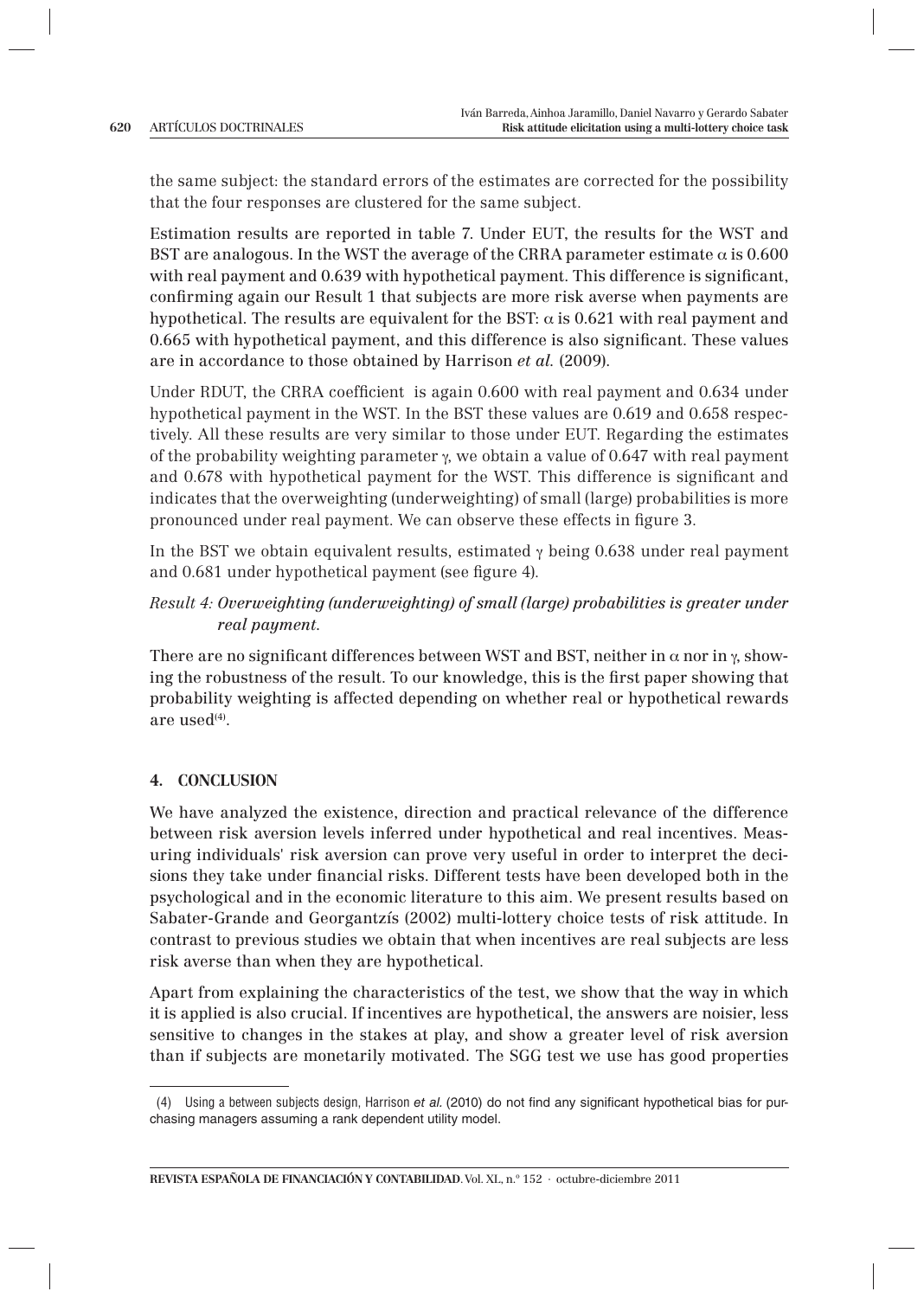the same subject: the standard errors of the estimates are corrected for the possibility that the four responses are clustered for the same subject.

Estimation results are reported in table 7. Under EUT, the results for the WST and BST are analogous. In the WST the average of the CRRA parameter estimate $\alpha$ is 0.600 with real payment and 0.639 with hypothetical payment. This difference is significant, confirming again our Result 1 that subjects are more risk averse when payments are hypothetical. The results are equivalent for the BST: $\alpha$ is 0.621 with real payment and 0.665 with hypothetical payment, and this difference is also significant. These values are in accordance to those obtained by Harrison *et al.* (2009).

Under RDUT, the CRRA coefficient is again 0.600 with real payment and 0.634 under hypothetical payment in the WST. In the BST these values are 0.619 and 0.658 respectively. All these results are very similar to those under EUT. Regarding the estimates of the probability weighting parameter $\gamma$, we obtain a value of 0.647 with real payment and 0.678 with hypothetical payment for the WST. This difference is significant and indicates that the overweighting (underweighting) of small (large) probabilities is more pronounced under real payment. We can observe these effects in figure 3.

In the BST we obtain equivalent results, estimated $\gamma$ being 0.638 under real payment and 0.681 under hypothetical payment (see figure 4).

*Result 4: Overweighting (underweighting) of small (large) probabilities is greater under real payment.*

There are no significant differences between WST and BST, neither in $\alpha$ nor in $\gamma$, showing the robustness of the result. To our knowledge, this is the first paper showing that probability weighting is affected depending on whether real or hypothetical rewards are used[4].

## 4. CONCLUSION

We have analyzed the existence, direction and practical relevance of the difference between risk aversion levels inferred under hypothetical and real incentives. Measuring individuals' risk aversion can prove very useful in order to interpret the decisions they take under financial risks. Different tests have been developed both in the psychological and in the economic literature to this aim. We present results based on Sabater-Grande and Georgantzís (2002) multi-lottery choice tests of risk attitude. In contrast to previous studies we obtain that when incentives are real subjects are less risk averse than when they are hypothetical.

Apart from explaining the characteristics of the test, we show that the way in which it is applied is also crucial. If incentives are hypothetical, the answers are noisier, less sensitive to changes in the stakes at play, and show a greater level of risk aversion than if subjects are monetarily motivated. The SGG test we use has good properties

---

(4) Using a between subjects design, Harrison *et al.* (2010) do not find any significant hypothetical bias for purchasing managers assuming a rank dependent utility model.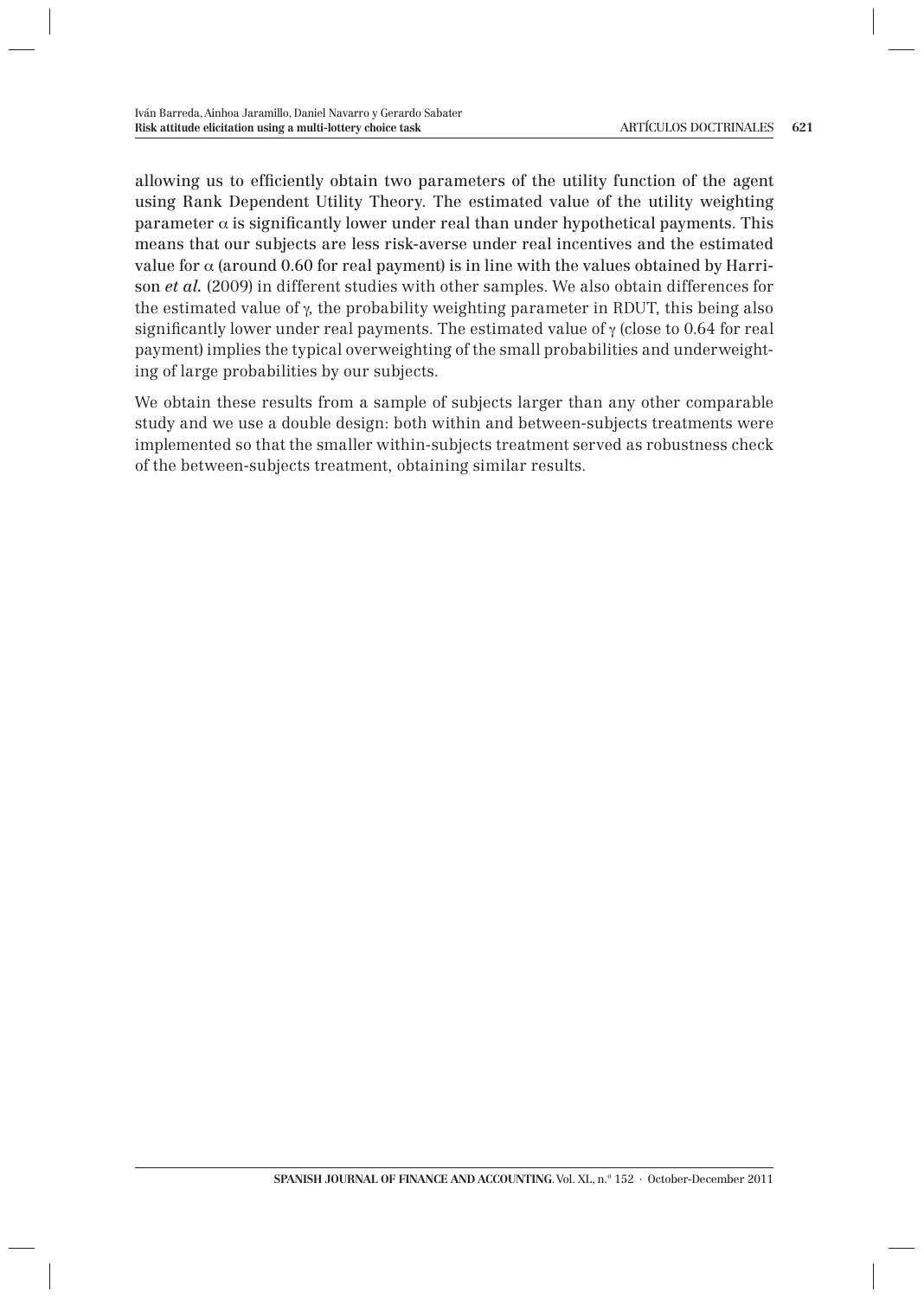allowing us to efficiently obtain two parameters of the utility function of the agent using Rank Dependent Utility Theory. The estimated value of the utility weighting parameter $\alpha$ is significantly lower under real than under hypothetical payments. This means that our subjects are less risk-averse under real incentives and the estimated value for $\alpha$ (around 0.60 for real payment) is in line with the values obtained by Harrison *et al.* (2009) in different studies with other samples. We also obtain differences for the estimated value of $\gamma$, the probability weighting parameter in RDUT, this being also significantly lower under real payments. The estimated value of $\gamma$ (close to 0.64 for real payment) implies the typical overweighting of the small probabilities and underweighting of large probabilities by our subjects.

We obtain these results from a sample of subjects larger than any other comparable study and we use a double design: both within and between-subjects treatments were implemented so that the smaller within-subjects treatment served as robustness check of the between-subjects treatment, obtaining similar results.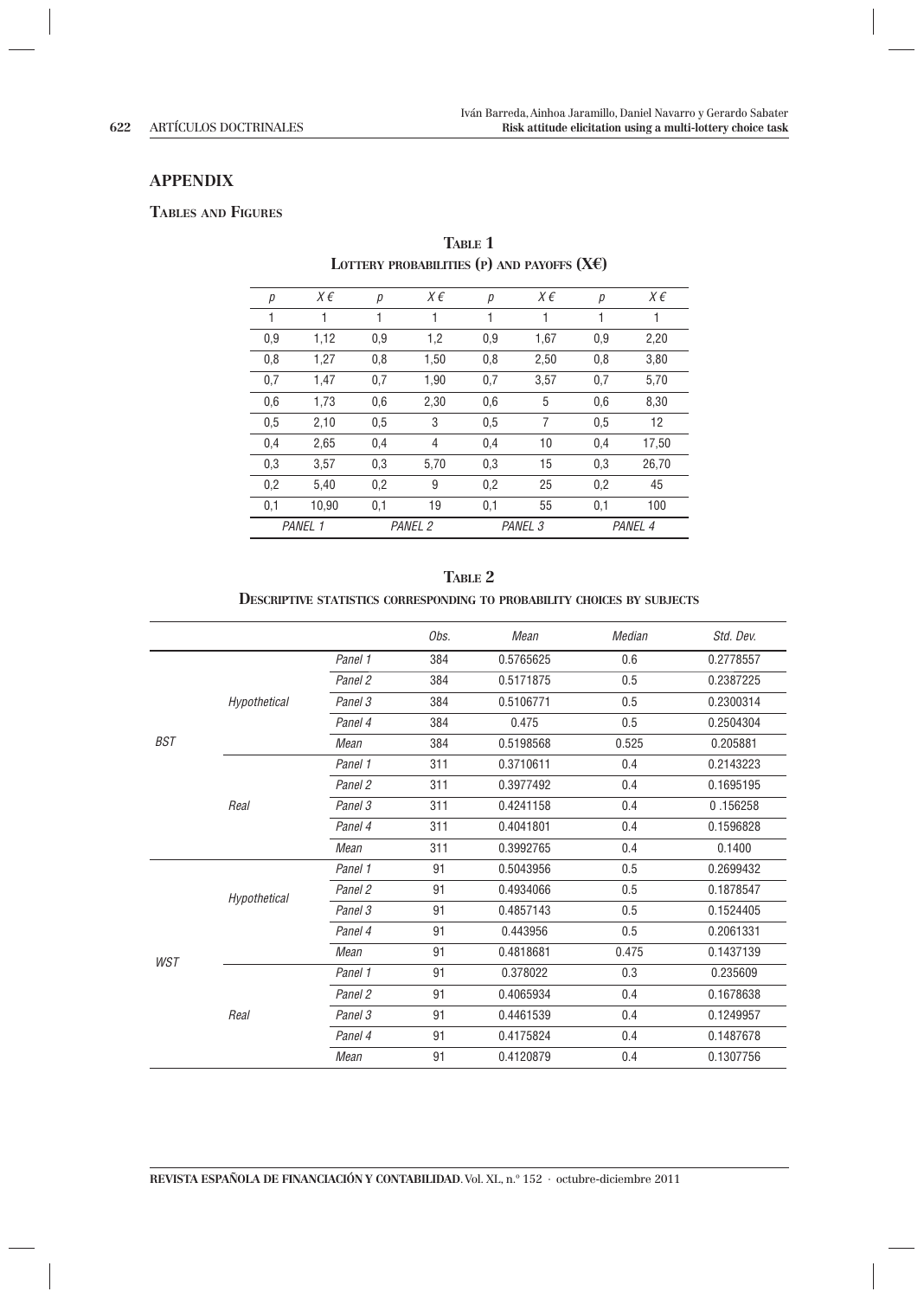## APPENDIX

### TABLES AND FIGURES

**TABLE 1**
**LOTTERY PROBABILITIES (P) AND PAYOFFS (X€)**

| *p* | *X €* | *p* | *X €* | *p* | *X €* | *p* | *X €* |
|---|---|---|---|---|---|---|---|
| 1 | 1 | 1 | 1 | 1 | 1 | 1 | 1 |
| 0,9 | 1,12 | 0,9 | 1,2 | 0,9 | 1,67 | 0,9 | 2,20 |
| 0,8 | 1,27 | 0,8 | 1,50 | 0,8 | 2,50 | 0,8 | 3,80 |
| 0,7 | 1,47 | 0,7 | 1,90 | 0,7 | 3,57 | 0,7 | 5,70 |
| 0,6 | 1,73 | 0,6 | 2,30 | 0,6 | 5 | 0,6 | 8,30 |
| 0,5 | 2,10 | 0,5 | 3 | 0,5 | 7 | 0,5 | 12 |
| 0,4 | 2,65 | 0,4 | 4 | 0,4 | 10 | 0,4 | 17,50 |
| 0,3 | 3,57 | 0,3 | 5,70 | 0,3 | 15 | 0,3 | 26,70 |
| 0,2 | 5,40 | 0,2 | 9 | 0,2 | 25 | 0,2 | 45 |
| 0,1 | 10,90 | 0,1 | 19 | 0,1 | 55 | 0,1 | 100 |
| *PANEL 1* | | *PANEL 2* | | *PANEL 3* | | *PANEL 4* | |

**TABLE 2**
**DESCRIPTIVE STATISTICS CORRESPONDING TO PROBABILITY CHOICES BY SUBJECTS**

| | | | *Obs.* | *Mean* | *Median* | *Std. Dev.* |
|---|---|---|---|---|---|---|
| *BST* | *Hypothetical* | *Panel 1* | 384 | 0.5765625 | 0.6 | 0.2778557 |
| | | *Panel 2* | 384 | 0.5171875 | 0.5 | 0.2387225 |
| | | *Panel 3* | 384 | 0.5106771 | 0.5 | 0.2300314 |
| | | *Panel 4* | 384 | 0.475 | 0.5 | 0.2504304 |
| | | *Mean* | 384 | 0.5198568 | 0.525 | 0.205881 |
| | *Real* | *Panel 1* | 311 | 0.3710611 | 0.4 | 0.2143223 |
| | | *Panel 2* | 311 | 0.3977492 | 0.4 | 0.1695195 |
| | | *Panel 3* | 311 | 0.4241158 | 0.4 | 0 .156258 |
| | | *Panel 4* | 311 | 0.4041801 | 0.4 | 0.1596828 |
| | | *Mean* | 311 | 0.3992765 | 0.4 | 0.1400 |
| *WST* | *Hypothetical* | *Panel 1* | 91 | 0.5043956 | 0.5 | 0.2699432 |
| | | *Panel 2* | 91 | 0.4934066 | 0.5 | 0.1878547 |
| | | *Panel 3* | 91 | 0.4857143 | 0.5 | 0.1524405 |
| | | *Panel 4* | 91 | 0.443956 | 0.5 | 0.2061331 |
| | | *Mean* | 91 | 0.4818681 | 0.475 | 0.1437139 |
| | *Real* | *Panel 1* | 91 | 0.378022 | 0.3 | 0.235609 |
| | | *Panel 2* | 91 | 0.4065934 | 0.4 | 0.1678638 |
| | | *Panel 3* | 91 | 0.4461539 | 0.4 | 0.1249957 |
| | | *Panel 4* | 91 | 0.4175824 | 0.4 | 0.1487678 |
| | | *Mean* | 91 | 0.4120879 | 0.4 | 0.1307756 |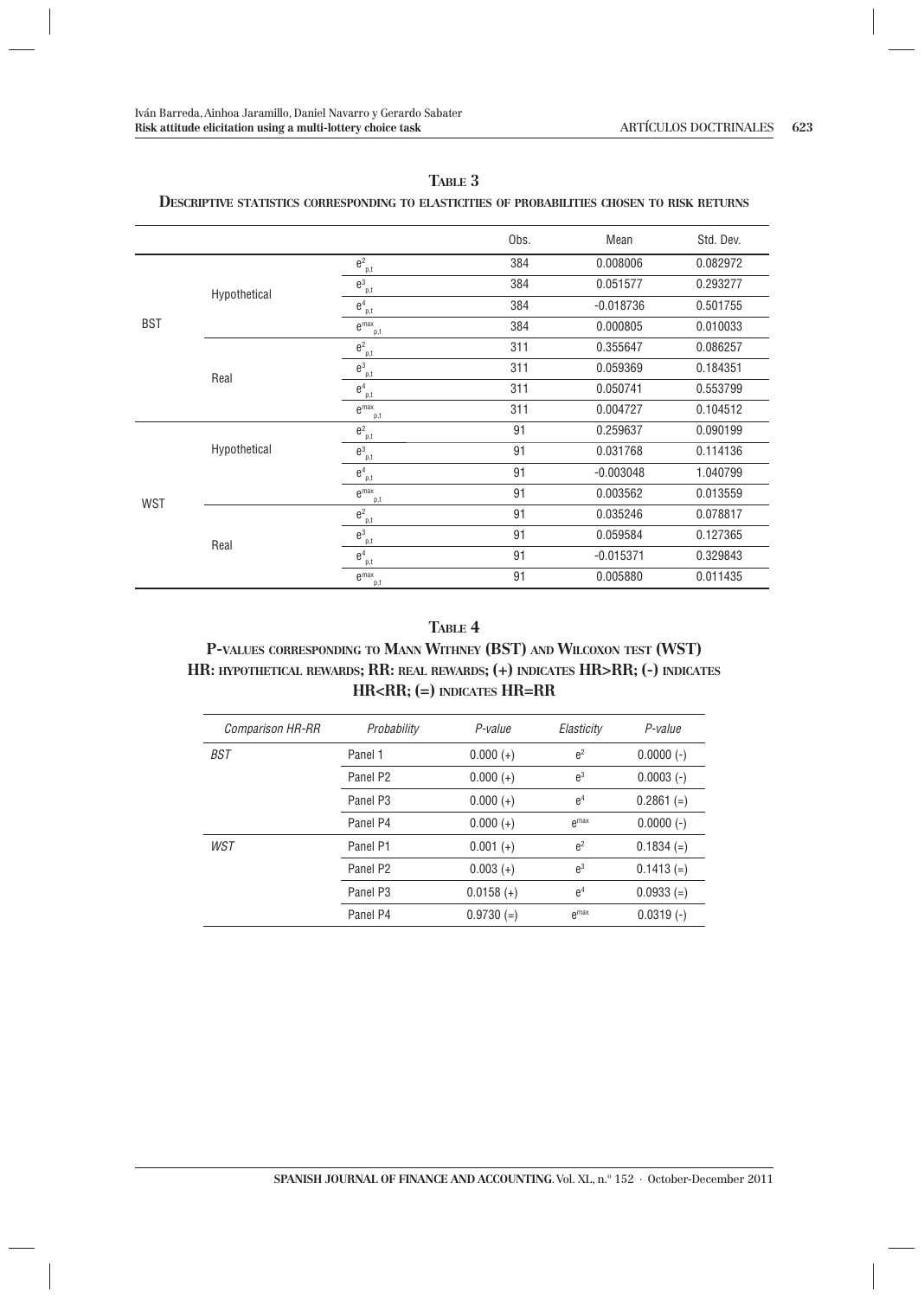**TABLE 3**

**DESCRIPTIVE STATISTICS CORRESPONDING TO ELASTICITIES OF PROBABILITIES CHOSEN TO RISK RETURNS**

| | | | Obs. | Mean | Std. Dev. |
|---|---|---|---|---|---|
| BST | Hypothetical | $e^{2}_{p,t}$ | 384 | 0.008006 | 0.082972 |
| | | $e^{3}_{p,t}$ | 384 | 0.051577 | 0.293277 |
| | | $e^{4}_{p,t}$ | 384 | -0.018736 | 0.501755 |
| | | $e^{max}_{p,t}$ | 384 | 0.000805 | 0.010033 |
| | Real | $e^{2}_{p,t}$ | 311 | 0.355647 | 0.086257 |
| | | $e^{3}_{p,t}$ | 311 | 0.059369 | 0.184351 |
| | | $e^{4}_{p,t}$ | 311 | 0.050741 | 0.553799 |
| | | $e^{max}_{p,t}$ | 311 | 0.004727 | 0.104512 |
| WST | Hypothetical | $e^{2}_{p,t}$ | 91 | 0.259637 | 0.090199 |
| | | $e^{3}_{p,t}$ | 91 | 0.031768 | 0.114136 |
| | | $e^{4}_{p,t}$ | 91 | -0.003048 | 1.040799 |
| | | $e^{max}_{p,t}$ | 91 | 0.003562 | 0.013559 |
| | Real | $e^{2}_{p,t}$ | 91 | 0.035246 | 0.078817 |
| | | $e^{3}_{p,t}$ | 91 | 0.059584 | 0.127365 |
| | | $e^{4}_{p,t}$ | 91 | -0.015371 | 0.329843 |
| | | $e^{max}_{p,t}$ | 91 | 0.005880 | 0.011435 |

**TABLE 4**

**P-VALUES CORRESPONDING TO MANN WITHNEY (BST) AND WILCOXON TEST (WST) HR: HYPOTHETICAL REWARDS; RR: REAL REWARDS; (+) INDICATES HR>RR; (-) INDICATES HR<RR; (=) INDICATES HR=RR**

| *Comparison HR-RR* | *Probability* | *P-value* | *Elasticity* | *P-value* |
|---|---|---|---|---|
| *BST* | Panel 1 | 0.000 (+) | $e^{2}$ | 0.0000 (-) |
| | Panel P2 | 0.000 (+) | $e^{3}$ | 0.0003 (-) |
| | Panel P3 | 0.000 (+) | $e^{4}$ | 0.2861 (=) |
| | Panel P4 | 0.000 (+) | $e^{max}$ | 0.0000 (-) |
| *WST* | Panel P1 | 0.001 (+) | $e^{2}$ | 0.1834 (=) |
| | Panel P2 | 0.003 (+) | $e^{3}$ | 0.1413 (=) |
| | Panel P3 | 0.0158 (+) | $e^{4}$ | 0.0933 (=) |
| | Panel P4 | 0.9730 (=) | $e^{max}$ | 0.0319 (-) |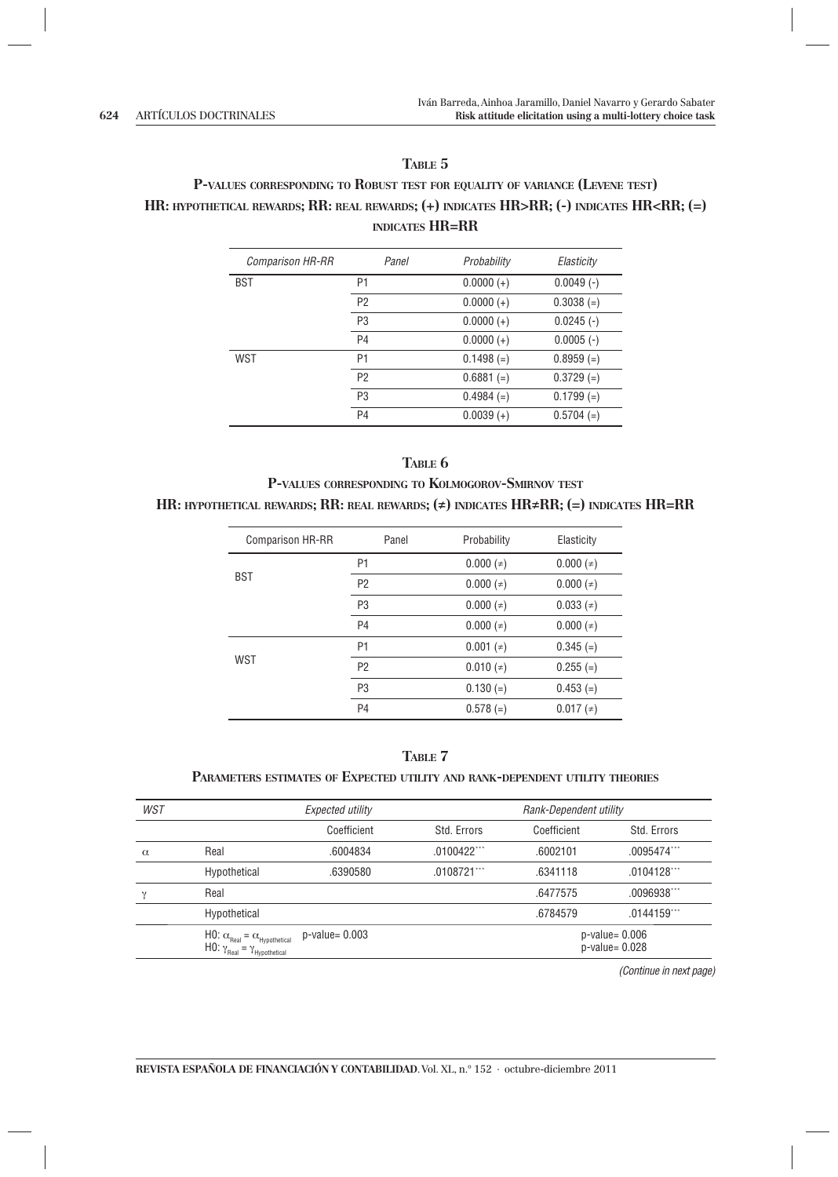**TABLE 5**

**P-VALUES CORRESPONDING TO ROBUST TEST FOR EQUALITY OF VARIANCE (LEVENE TEST)**
**HR: HYPOTHETICAL REWARDS; RR: REAL REWARDS; (+) INDICATES HR>RR; (-) INDICATES HR<RR; (=) INDICATES HR=RR**

| *Comparison HR-RR* | *Panel* | *Probability* | *Elasticity* |
|---|---|---|---|
| BST | P1 | 0.0000 (+) | 0.0049 (-) |
| | P2 | 0.0000 (+) | 0.3038 (=) |
| | P3 | 0.0000 (+) | 0.0245 (-) |
| | P4 | 0.0000 (+) | 0.0005 (-) |
| WST | P1 | 0.1498 (=) | 0.8959 (=) |
| | P2 | 0.6881 (=) | 0.3729 (=) |
| | P3 | 0.4984 (=) | 0.1799 (=) |
| | P4 | 0.0039 (+) | 0.5704 (=) |

**TABLE 6**

**P-VALUES CORRESPONDING TO KOLMOGOROV-SMIRNOV TEST**
**HR: HYPOTHETICAL REWARDS; RR: REAL REWARDS; (≠) INDICATES HR≠RR; (=) INDICATES HR=RR**

| Comparison HR-RR | Panel | Probability | Elasticity |
|---|---|---|---|
| BST | P1 | 0.000 (≠) | 0.000 (≠) |
| | P2 | 0.000 (≠) | 0.000 (≠) |
| | P3 | 0.000 (≠) | 0.033 (≠) |
| | P4 | 0.000 (≠) | 0.000 (≠) |
| WST | P1 | 0.001 (≠) | 0.345 (=) |
| | P2 | 0.010 (≠) | 0.255 (=) |
| | P3 | 0.130 (=) | 0.453 (=) |
| | P4 | 0.578 (=) | 0.017 (≠) |

**TABLE 7**

**PARAMETERS ESTIMATES OF EXPECTED UTILITY AND RANK-DEPENDENT UTILITY THEORIES**

| *WST* | | *Expected utility* | | *Rank-Dependent utility* | |
|---|---|---|---|---|---|
| | | Coefficient | Std. Errors | Coefficient | Std. Errors |
| $\alpha$ | Real | .6004834 | .0100422*** | .6002101 | .0095474*** |
| | Hypothetical | .6390580 | .0108721*** | .6341118 | .0104128*** |
| $\gamma$ | Real | | | .6477575 | .0096938*** |
| | Hypothetical | | | .6784579 | .0144159*** |
| | H0: $\alpha_{Real} = \alpha_{Hypothetical}$<br>H0: $\gamma_{Real} = \gamma_{Hypothetical}$ | p-value= 0.003 | | p-value= 0.006<br>p-value= 0.028 | |

*(Continue in next page)*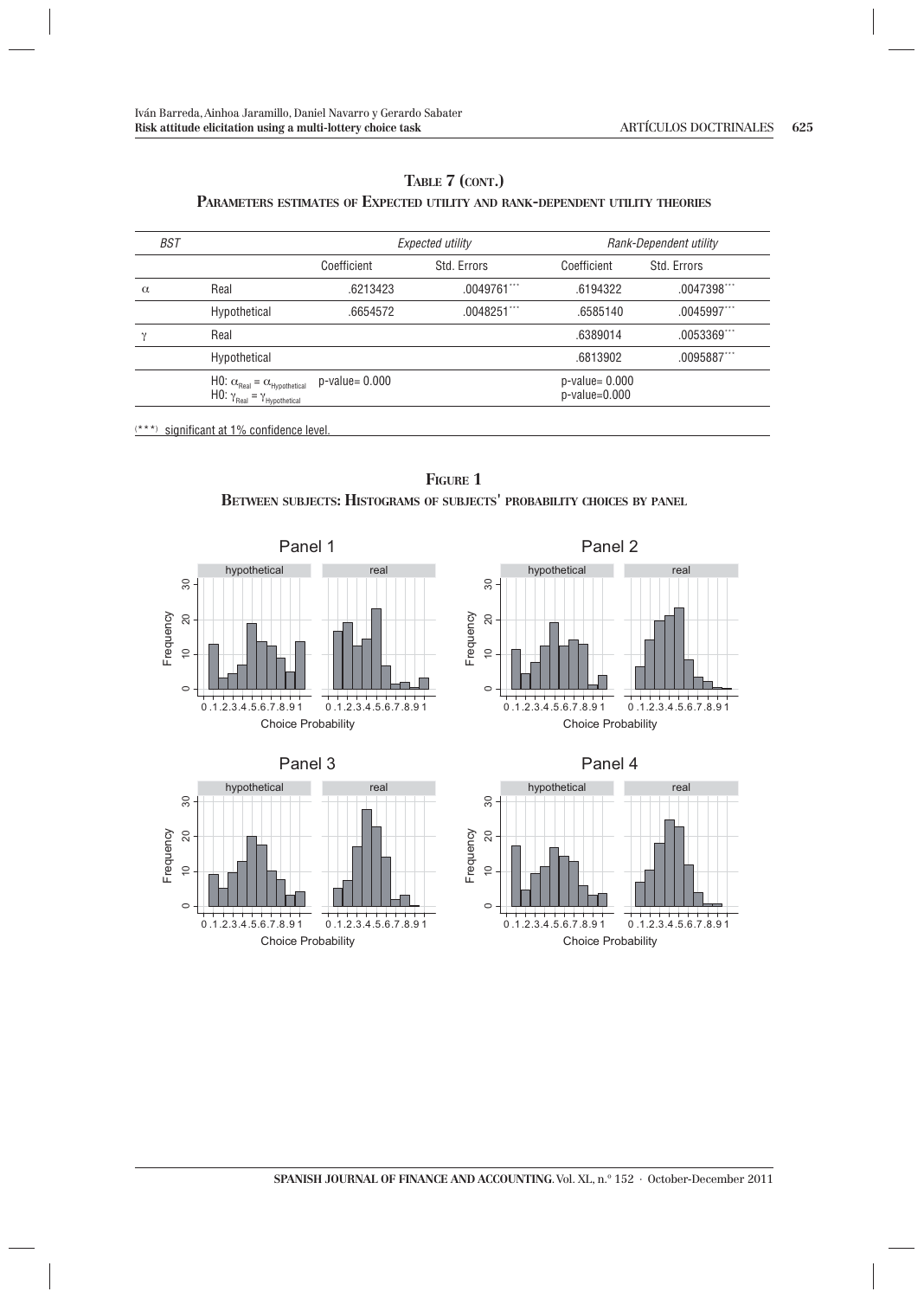**TABLE 7 (CONT.)**

**PARAMETERS ESTIMATES OF EXPECTED UTILITY AND RANK-DEPENDENT UTILITY THEORIES**

| *BST* | | *Expected utility* | | *Rank-Dependent utility* | |
|---|---|---|---|---|---|
| | | Coefficient | Std. Errors | Coefficient | Std. Errors |
| $\alpha$ | Real | .6213423 | .0049761*** | .6194322 | .0047398*** |
| | Hypothetical | .6654572 | .0048251*** | .6585140 | .0045997*** |
| $\gamma$ | Real | | | .6389014 | .0053369*** |
| | Hypothetical | | | .6813902 | .0095887*** |
| | H0: $\alpha_{Real} = \alpha_{Hypothetical}$<br>H0: $\gamma_{Real} = \gamma_{Hypothetical}$ | p-value= 0.000 | | p-value= 0.000<br>p-value=0.000 | |

(***) significant at 1% confidence level.

**FIGURE 1**

**BETWEEN SUBJECTS: HISTOGRAMS OF SUBJECTS' PROBABILITY CHOICES BY PANEL**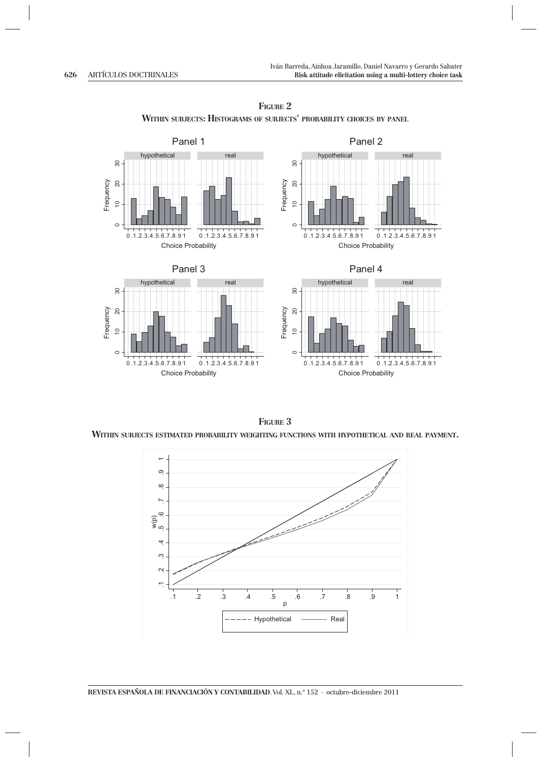**FIGURE 2**

**WITHIN SUBJECTS: HISTOGRAMS OF SUBJECTS' PROBABILITY CHOICES BY PANEL**

**FIGURE 3**

**WITHIN SUBJECTS ESTIMATED PROBABILITY WEIGHTING FUNCTIONS WITH HYPOTHETICAL AND REAL PAYMENT.**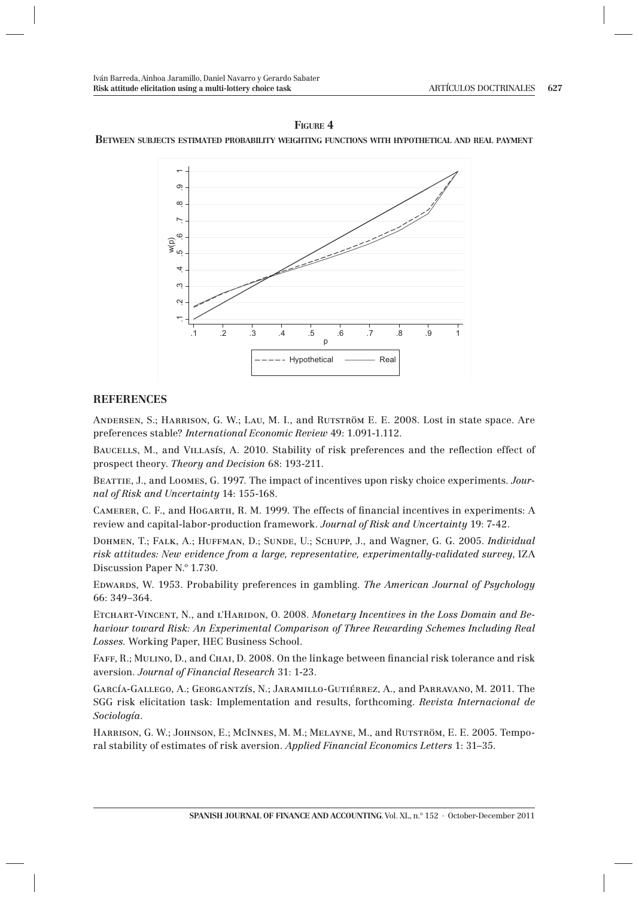**FIGURE 4**

**BETWEEN SUBJECTS ESTIMATED PROBABILITY WEIGHTING FUNCTIONS WITH HYPOTHETICAL AND REAL PAYMENT**

## REFERENCES

ANDERSEN, S.; HARRISON, G. W.; LAU, M. I., and RUTSTRÖM E. E. 2008. Lost in state space. Are preferences stable? *International Economic Review* 49: 1.091-1.112.

BAUCELLS, M., and VILLASÍS, A. 2010. Stability of risk preferences and the reflection effect of prospect theory. *Theory and Decision* 68: 193-211.

BEATTIE, J., and LOOMES, G. 1997. The impact of incentives upon risky choice experiments. *Journal of Risk and Uncertainty* 14: 155-168.

CAMERER, C. F., and HOGARTH, R. M. 1999. The effects of financial incentives in experiments: A review and capital-labor-production framework. *Journal of Risk and Uncertainty* 19: 7-42.

DOHMEN, T.; FALK, A.; HUFFMAN, D.; SUNDE, U.; SCHUPP, J., and Wagner, G. G. 2005. *Individual risk attitudes: New evidence from a large, representative, experimentally-validated survey*, IZA Discussion Paper N.º 1.730.

EDWARDS, W. 1953. Probability preferences in gambling. *The American Journal of Psychology* 66: 349–364.

ETCHART-VINCENT, N., and L'HARIDON, O. 2008. *Monetary Incentives in the Loss Domain and Behaviour toward Risk: An Experimental Comparison of Three Rewarding Schemes Including Real Losses.* Working Paper, HEC Business School.

FAFF, R.; MULINO, D., and CHAI, D. 2008. On the linkage between financial risk tolerance and risk aversion. *Journal of Financial Research* 31: 1-23.

GARCÍA-GALLEGO, A.; GEORGANTZÍS, N.; JARAMILLO-GUTIÉRREZ, A., and PARRAVANO, M. 2011. The SGG risk elicitation task: Implementation and results, forthcoming. *Revista Internacional de Sociología*.

HARRISON, G. W.; JOHNSON, E.; MCINNES, M. M.; MELAYNE, M., and RUTSTRÖM, E. E. 2005. Temporal stability of estimates of risk aversion. *Applied Financial Economics Letters* 1: 31–35.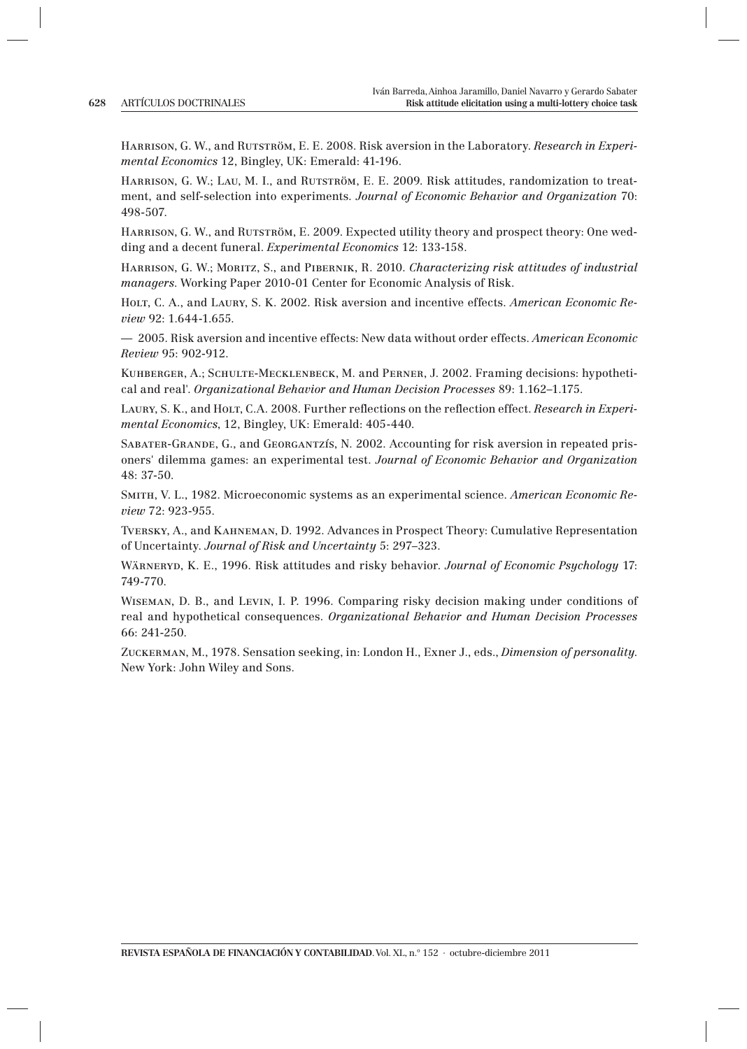Harrison, G. W., and Rutström, E. E. 2008. Risk aversion in the Laboratory. *Research in Experimental Economics* 12, Bingley, UK: Emerald: 41-196.

Harrison, G. W.; Lau, M. I., and Rutström, E. E. 2009. Risk attitudes, randomization to treatment, and self-selection into experiments. *Journal of Economic Behavior and Organization* 70: 498-507.

Harrison, G. W., and Rutström, E. 2009. Expected utility theory and prospect theory: One wedding and a decent funeral. *Experimental Economics* 12: 133-158.

Harrison, G. W.; Moritz, S., and Pibernik, R. 2010. *Characterizing risk attitudes of industrial managers*. Working Paper 2010-01 Center for Economic Analysis of Risk.

Holt, C. A., and Laury, S. K. 2002. Risk aversion and incentive effects. *American Economic Review* 92: 1.644-1.655.

— 2005. Risk aversion and incentive effects: New data without order effects. *American Economic Review* 95: 902-912.

Kuhberger, A.; Schulte-Mecklenbeck, M. and Perner, J. 2002. Framing decisions: hypothetical and real'. *Organizational Behavior and Human Decision Processes* 89: 1.162–1.175.

Laury, S. K., and Holt, C.A. 2008. Further reflections on the reflection effect. *Research in Experimental Economics*, 12, Bingley, UK: Emerald: 405-440.

Sabater-Grande, G., and Georgantzís, N. 2002. Accounting for risk aversion in repeated prisoners' dilemma games: an experimental test. *Journal of Economic Behavior and Organization* 48: 37-50.

Smith, V. L., 1982. Microeconomic systems as an experimental science. *American Economic Review* 72: 923-955.

Tversky, A., and Kahneman, D. 1992. Advances in Prospect Theory: Cumulative Representation of Uncertainty. *Journal of Risk and Uncertainty* 5: 297–323.

Wärneryd, K. E., 1996. Risk attitudes and risky behavior. *Journal of Economic Psychology* 17: 749-770.

Wiseman, D. B., and Levin, I. P. 1996. Comparing risky decision making under conditions of real and hypothetical consequences. *Organizational Behavior and Human Decision Processes* 66: 241-250.

Zuckerman, M., 1978. Sensation seeking, in: London H., Exner J., eds., *Dimension of personality*. New York: John Wiley and Sons.